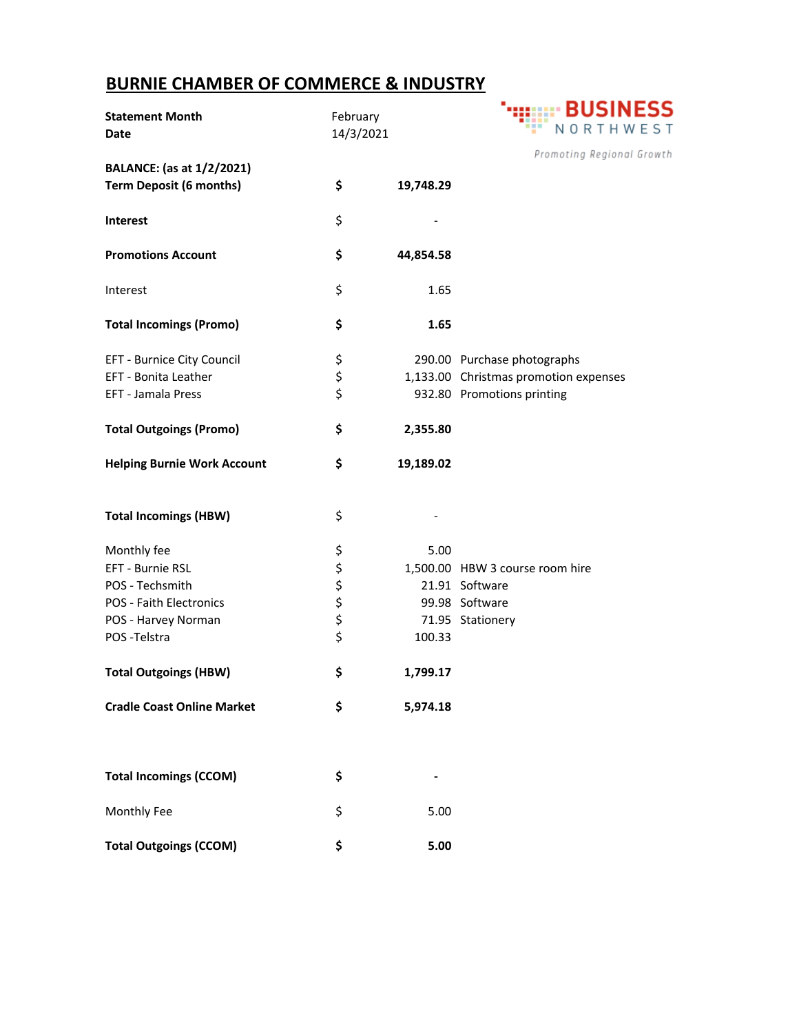# BURNIE CHAMBER OF COMMERCE & INDUSTRY

BUSINESS NORTHWEST

*Promoting Regional Growth*

| | | | |
|---|---|---|---|
| **Statement Month** | February | | |
| **Date** | 14/3/2021 | | |
| **BALANCE: (as at 1/2/2021)** | | | |
| **Term Deposit (6 months)** | **$** | **19,748.29** | |
| **Interest** | $ | - | |
| **Promotions Account** | **$** | **44,854.58** | |
| Interest | $ | 1.65 | |
| **Total Incomings (Promo)** | **$** | **1.65** | |
| EFT - Burnice City Council | $ | 290.00 | Purchase photographs |
| EFT - Bonita Leather | $ | 1,133.00 | Christmas promotion expenses |
| EFT - Jamala Press | $ | 932.80 | Promotions printing |
| **Total Outgoings (Promo)** | **$** | **2,355.80** | |
| **Helping Burnie Work Account** | **$** | **19,189.02** | |
| **Total Incomings (HBW)** | $ | - | |
| Monthly fee | $ | 5.00 | |
| EFT - Burnie RSL | $ | 1,500.00 | HBW 3 course room hire |
| POS - Techsmith | $ | 21.91 | Software |
| POS - Faith Electronics | $ | 99.98 | Software |
| POS - Harvey Norman | $ | 71.95 | Stationery |
| POS -Telstra | $ | 100.33 | |
| **Total Outgoings (HBW)** | **$** | **1,799.17** | |
| **Cradle Coast Online Market** | **$** | **5,974.18** | |
| **Total Incomings (CCOM)** | **$** | **-** | |
| Monthly Fee | $ | 5.00 | |
| **Total Outgoings (CCOM)** | **$** | **5.00** | |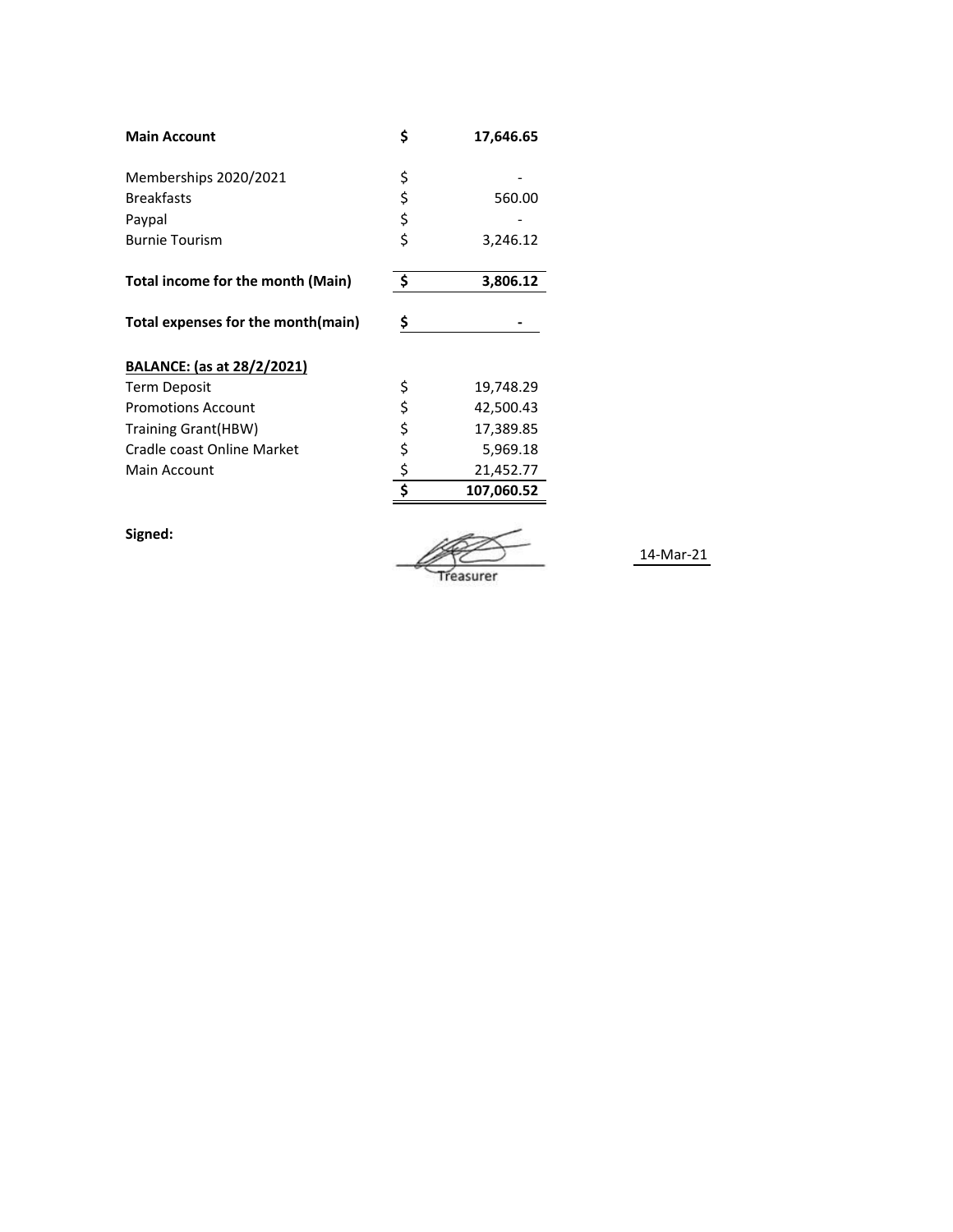| | | |
|---|---|---|
| **Main Account** | **$** | **17,646.65** |
| | | |
| Memberships 2020/2021 | $ | - |
| Breakfasts | $ | 560.00 |
| Paypal | $ | - |
| Burnie Tourism | $ | 3,246.12 |
| | | |
| **Total income for the month (Main)** | **$** | **3,806.12** |
| | | |
| **Total expenses for the month(main)** | **$** | **-** |

**BALANCE: (as at 28/2/2021)**

| | | |
|---|---|---|
| Term Deposit | $ | 19,748.29 |
| Promotions Account | $ | 42,500.43 |
| Training Grant(HBW) | $ | 17,389.85 |
| Cradle coast Online Market | $ | 5,969.18 |
| Main Account | $ | 21,452.77 |
| | **$** | **107,060.52** |

**Signed:**

Treasurer

14-Mar-21